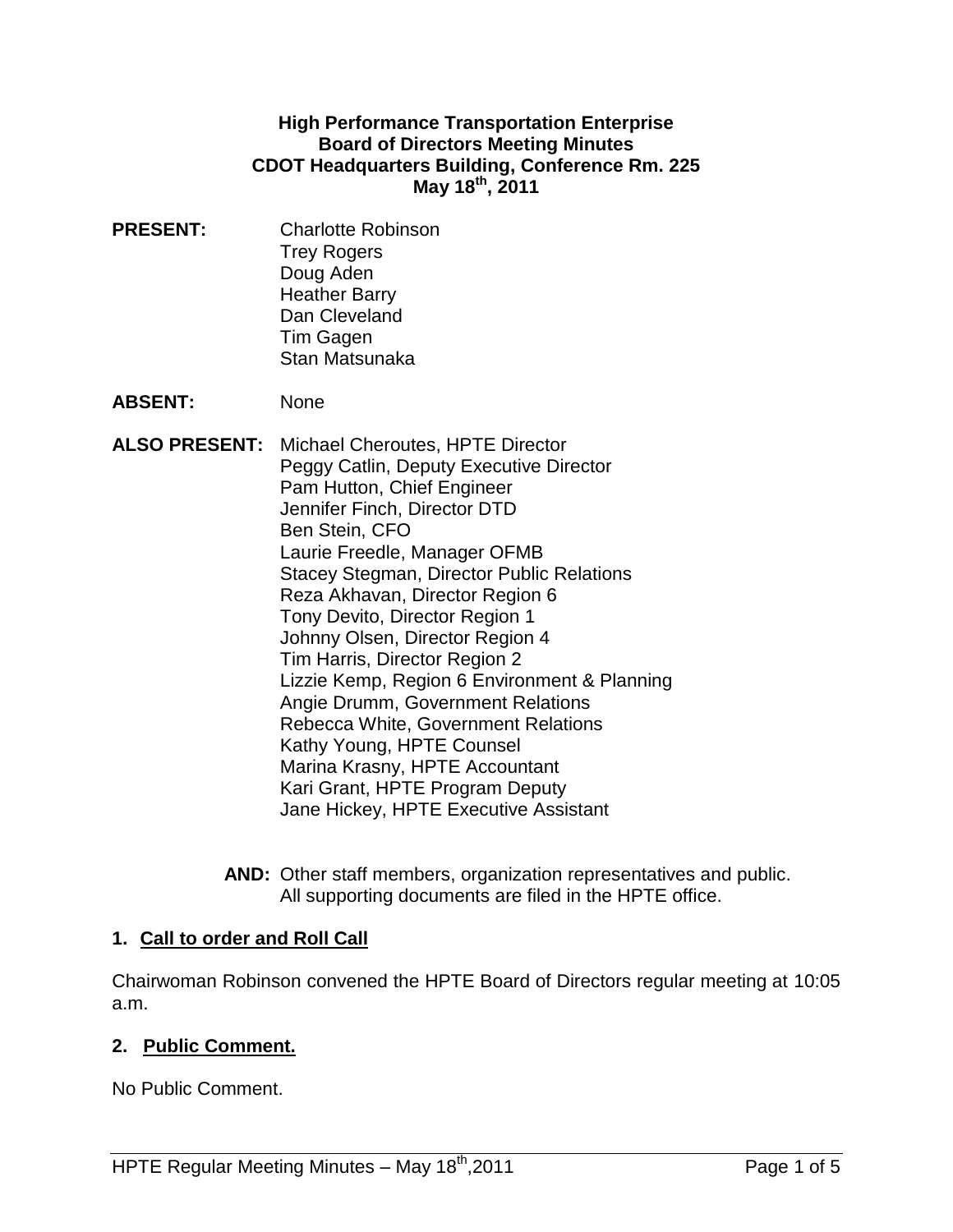**High Performance Transportation Enterprise**
**Board of Directors Meeting Minutes**
**CDOT Headquarters Building, Conference Rm. 225**
**May 18th, 2011**

**PRESENT:**
Charlotte Robinson
Trey Rogers
Doug Aden
Heather Barry
Dan Cleveland
Tim Gagen
Stan Matsunaka

**ABSENT:** None

**ALSO PRESENT:**
Michael Cheroutes, HPTE Director
Peggy Catlin, Deputy Executive Director
Pam Hutton, Chief Engineer
Jennifer Finch, Director DTD
Ben Stein, CFO
Laurie Freedle, Manager OFMB
Stacey Stegman, Director Public Relations
Reza Akhavan, Director Region 6
Tony Devito, Director Region 1
Johnny Olsen, Director Region 4
Tim Harris, Director Region 2
Lizzie Kemp, Region 6 Environment & Planning
Angie Drumm, Government Relations
Rebecca White, Government Relations
Kathy Young, HPTE Counsel
Marina Krasny, HPTE Accountant
Kari Grant, HPTE Program Deputy
Jane Hickey, HPTE Executive Assistant

**AND:** Other staff members, organization representatives and public. All supporting documents are filed in the HPTE office.

## 1. Call to order and Roll Call

Chairwoman Robinson convened the HPTE Board of Directors regular meeting at 10:05 a.m.

## 2. Public Comment.

No Public Comment.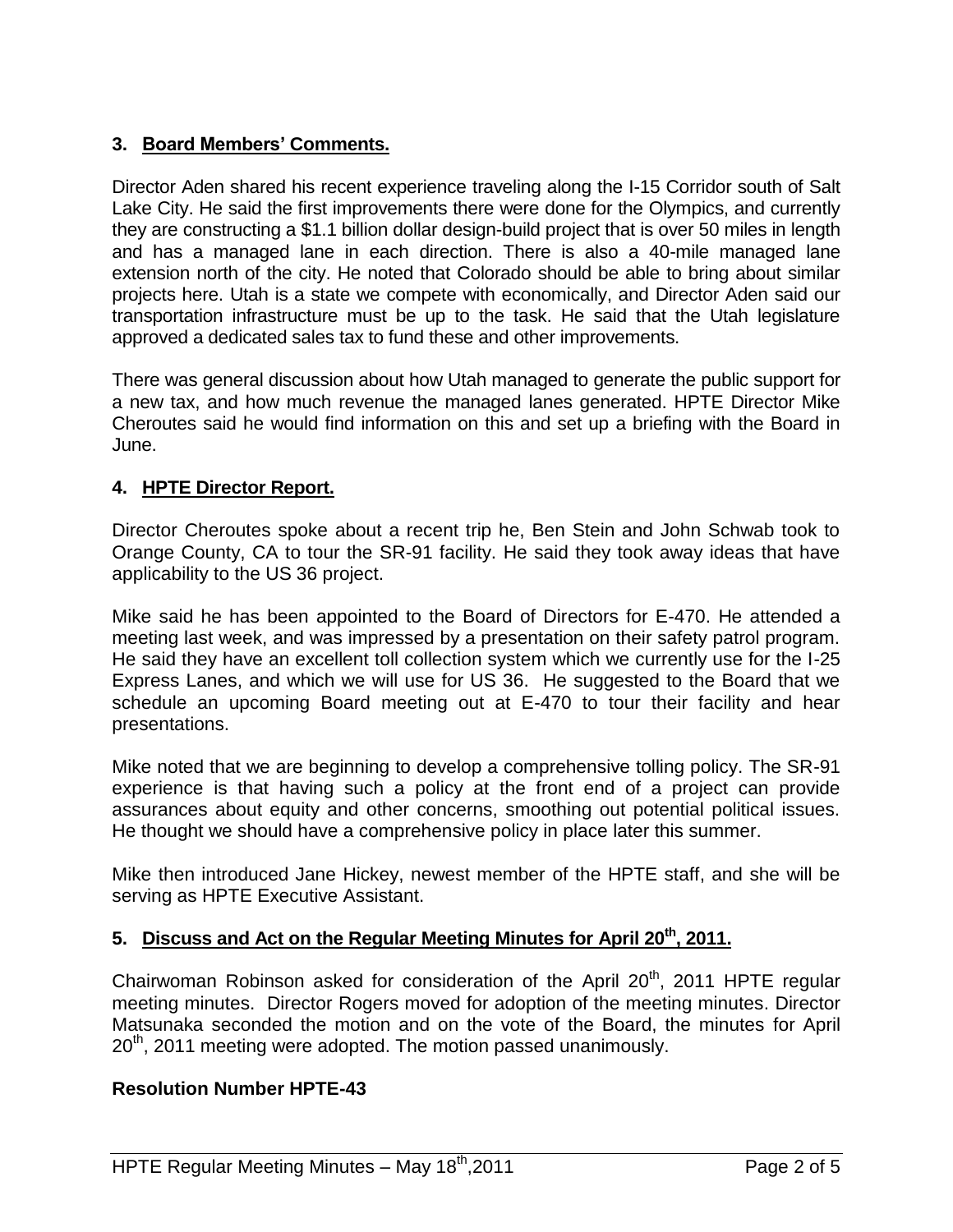## 3. Board Members' Comments.

Director Aden shared his recent experience traveling along the I-15 Corridor south of Salt Lake City. He said the first improvements there were done for the Olympics, and currently they are constructing a $1.1 billion dollar design-build project that is over 50 miles in length and has a managed lane in each direction. There is also a 40-mile managed lane extension north of the city. He noted that Colorado should be able to bring about similar projects here. Utah is a state we compete with economically, and Director Aden said our transportation infrastructure must be up to the task. He said that the Utah legislature approved a dedicated sales tax to fund these and other improvements.

There was general discussion about how Utah managed to generate the public support for a new tax, and how much revenue the managed lanes generated. HPTE Director Mike Cheroutes said he would find information on this and set up a briefing with the Board in June.

## 4. HPTE Director Report.

Director Cheroutes spoke about a recent trip he, Ben Stein and John Schwab took to Orange County, CA to tour the SR-91 facility. He said they took away ideas that have applicability to the US 36 project.

Mike said he has been appointed to the Board of Directors for E-470. He attended a meeting last week, and was impressed by a presentation on their safety patrol program. He said they have an excellent toll collection system which we currently use for the I-25 Express Lanes, and which we will use for US 36. He suggested to the Board that we schedule an upcoming Board meeting out at E-470 to tour their facility and hear presentations.

Mike noted that we are beginning to develop a comprehensive tolling policy. The SR-91 experience is that having such a policy at the front end of a project can provide assurances about equity and other concerns, smoothing out potential political issues. He thought we should have a comprehensive policy in place later this summer.

Mike then introduced Jane Hickey, newest member of the HPTE staff, and she will be serving as HPTE Executive Assistant.

## 5. Discuss and Act on the Regular Meeting Minutes for April 20th, 2011.

Chairwoman Robinson asked for consideration of the April 20th, 2011 HPTE regular meeting minutes. Director Rogers moved for adoption of the meeting minutes. Director Matsunaka seconded the motion and on the vote of the Board, the minutes for April 20th, 2011 meeting were adopted. The motion passed unanimously.

**Resolution Number HPTE-43**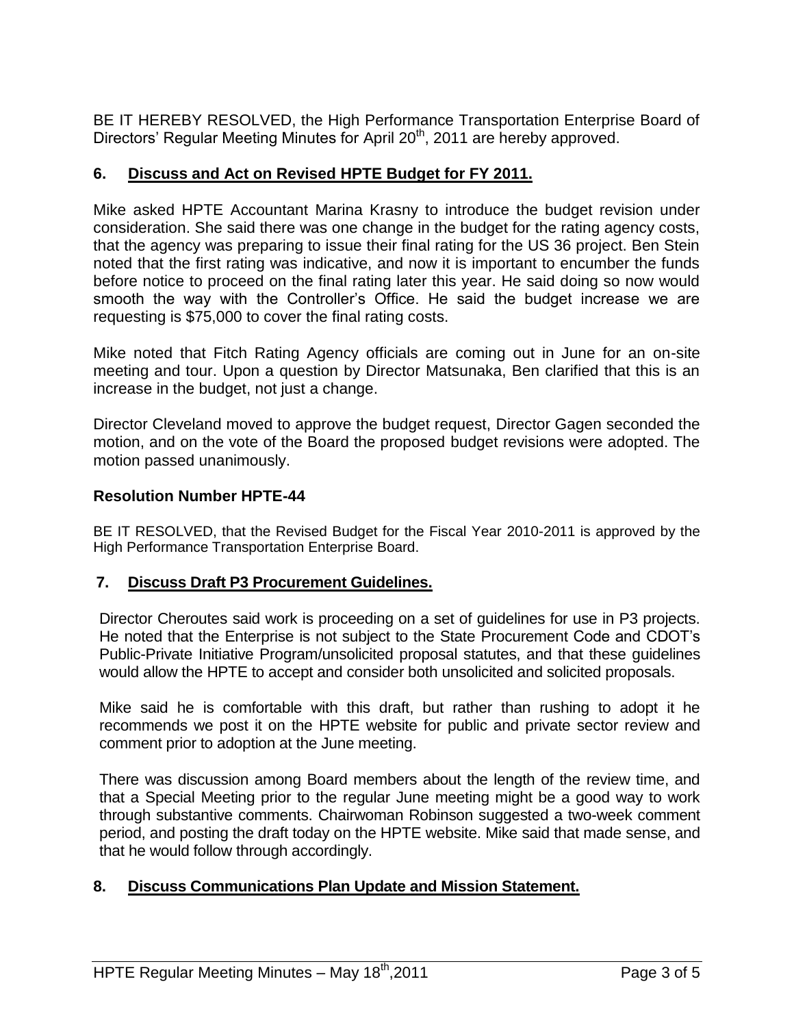BE IT HEREBY RESOLVED, the High Performance Transportation Enterprise Board of Directors' Regular Meeting Minutes for April 20th, 2011 are hereby approved.

## 6. Discuss and Act on Revised HPTE Budget for FY 2011.

Mike asked HPTE Accountant Marina Krasny to introduce the budget revision under consideration. She said there was one change in the budget for the rating agency costs, that the agency was preparing to issue their final rating for the US 36 project. Ben Stein noted that the first rating was indicative, and now it is important to encumber the funds before notice to proceed on the final rating later this year. He said doing so now would smooth the way with the Controller's Office. He said the budget increase we are requesting is $75,000 to cover the final rating costs.

Mike noted that Fitch Rating Agency officials are coming out in June for an on-site meeting and tour. Upon a question by Director Matsunaka, Ben clarified that this is an increase in the budget, not just a change.

Director Cleveland moved to approve the budget request, Director Gagen seconded the motion, and on the vote of the Board the proposed budget revisions were adopted. The motion passed unanimously.

### Resolution Number HPTE-44

BE IT RESOLVED, that the Revised Budget for the Fiscal Year 2010-2011 is approved by the High Performance Transportation Enterprise Board.

## 7. Discuss Draft P3 Procurement Guidelines.

Director Cheroutes said work is proceeding on a set of guidelines for use in P3 projects. He noted that the Enterprise is not subject to the State Procurement Code and CDOT's Public-Private Initiative Program/unsolicited proposal statutes, and that these guidelines would allow the HPTE to accept and consider both unsolicited and solicited proposals.

Mike said he is comfortable with this draft, but rather than rushing to adopt it he recommends we post it on the HPTE website for public and private sector review and comment prior to adoption at the June meeting.

There was discussion among Board members about the length of the review time, and that a Special Meeting prior to the regular June meeting might be a good way to work through substantive comments. Chairwoman Robinson suggested a two-week comment period, and posting the draft today on the HPTE website. Mike said that made sense, and that he would follow through accordingly.

## 8. Discuss Communications Plan Update and Mission Statement.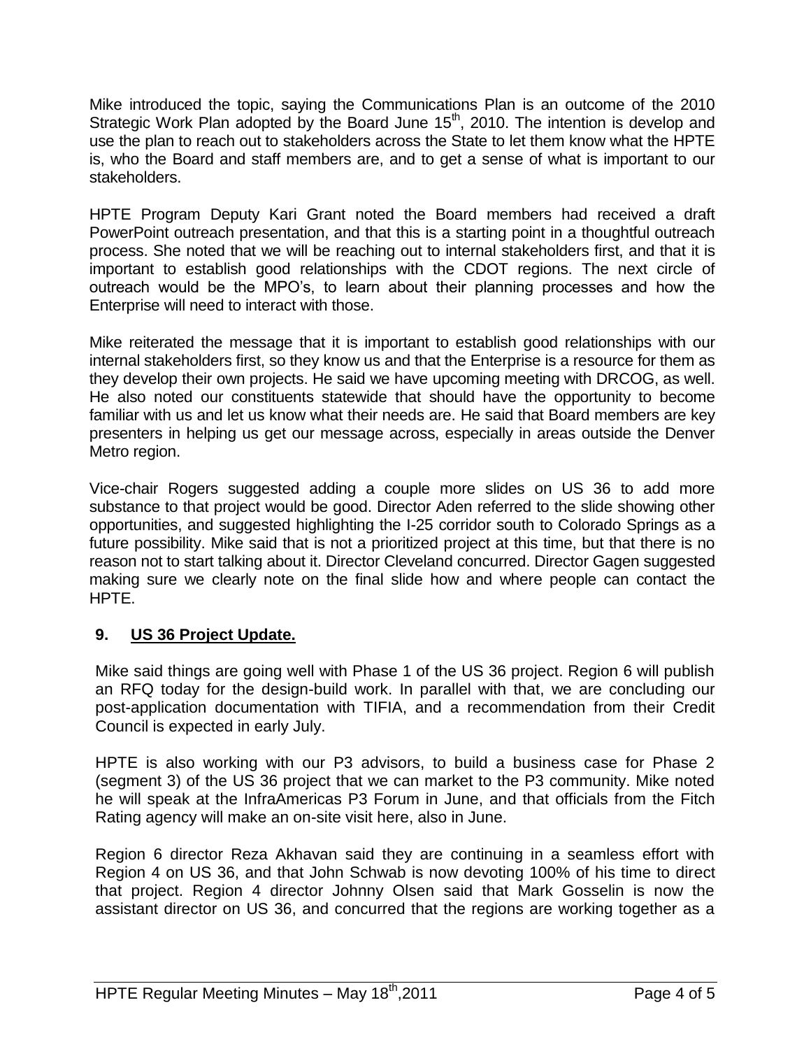Mike introduced the topic, saying the Communications Plan is an outcome of the 2010 Strategic Work Plan adopted by the Board June 15th, 2010. The intention is develop and use the plan to reach out to stakeholders across the State to let them know what the HPTE is, who the Board and staff members are, and to get a sense of what is important to our stakeholders.

HPTE Program Deputy Kari Grant noted the Board members had received a draft PowerPoint outreach presentation, and that this is a starting point in a thoughtful outreach process. She noted that we will be reaching out to internal stakeholders first, and that it is important to establish good relationships with the CDOT regions. The next circle of outreach would be the MPO's, to learn about their planning processes and how the Enterprise will need to interact with those.

Mike reiterated the message that it is important to establish good relationships with our internal stakeholders first, so they know us and that the Enterprise is a resource for them as they develop their own projects. He said we have upcoming meeting with DRCOG, as well. He also noted our constituents statewide that should have the opportunity to become familiar with us and let us know what their needs are. He said that Board members are key presenters in helping us get our message across, especially in areas outside the Denver Metro region.

Vice-chair Rogers suggested adding a couple more slides on US 36 to add more substance to that project would be good. Director Aden referred to the slide showing other opportunities, and suggested highlighting the I-25 corridor south to Colorado Springs as a future possibility. Mike said that is not a prioritized project at this time, but that there is no reason not to start talking about it. Director Cleveland concurred. Director Gagen suggested making sure we clearly note on the final slide how and where people can contact the HPTE.

## 9. US 36 Project Update.

Mike said things are going well with Phase 1 of the US 36 project. Region 6 will publish an RFQ today for the design-build work. In parallel with that, we are concluding our post-application documentation with TIFIA, and a recommendation from their Credit Council is expected in early July.

HPTE is also working with our P3 advisors, to build a business case for Phase 2 (segment 3) of the US 36 project that we can market to the P3 community. Mike noted he will speak at the InfraAmericas P3 Forum in June, and that officials from the Fitch Rating agency will make an on-site visit here, also in June.

Region 6 director Reza Akhavan said they are continuing in a seamless effort with Region 4 on US 36, and that John Schwab is now devoting 100% of his time to direct that project. Region 4 director Johnny Olsen said that Mark Gosselin is now the assistant director on US 36, and concurred that the regions are working together as a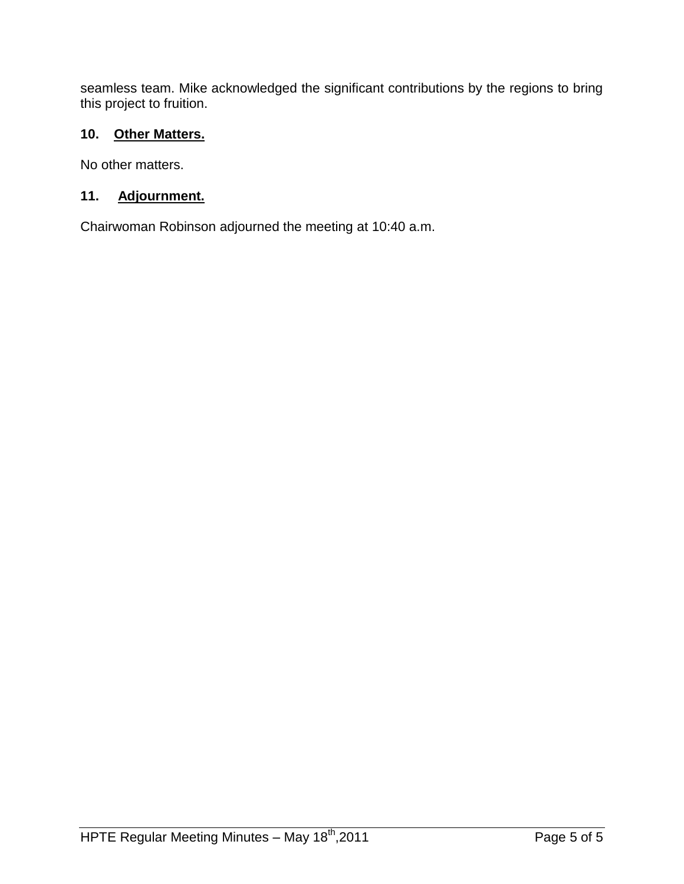seamless team. Mike acknowledged the significant contributions by the regions to bring this project to fruition.

### 10. Other Matters.

No other matters.

### 11. Adjournment.

Chairwoman Robinson adjourned the meeting at 10:40 a.m.